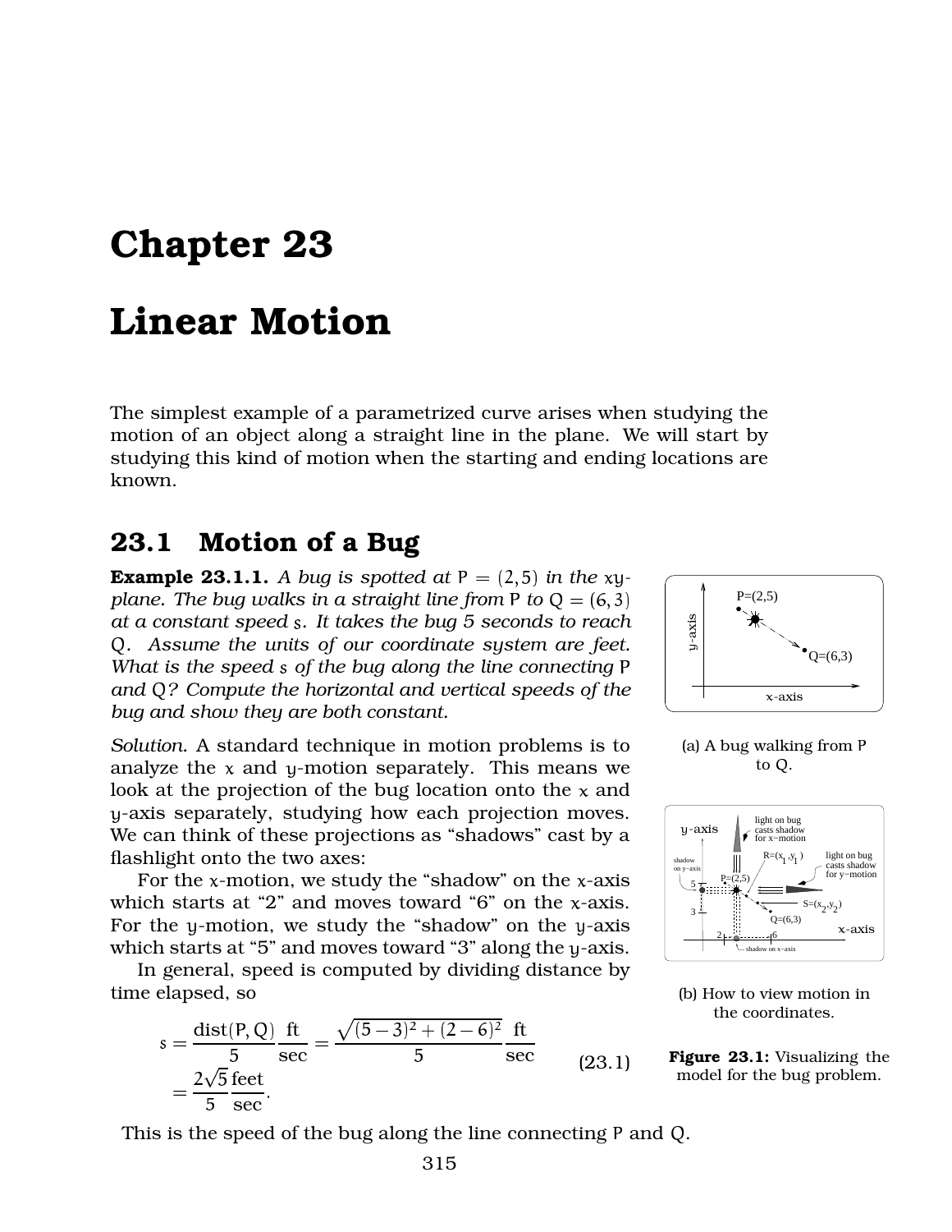# Chapter 23

# Linear Motion

The simplest example of a parametrized curve arises when studying the motion of an object along a straight line in the plane. We will start by studying this kind of motion when the starting and ending locations are known.

## 23.1 Motion of a Bug

**Example 23.1.1.** *A bug is spotted at $P = (2, 5)$ in the $xy$-plane. The bug walks in a straight line from $P$ to $Q = (6, 3)$ at a constant speed $s$. It takes the bug 5 seconds to reach $Q$. Assume the units of our coordinate system are feet. What is the speed $s$ of the bug along the line connecting $P$ and $Q$? Compute the horizontal and vertical speeds of the bug and show they are both constant.*

(a) A bug walking from $P$ to $Q$.

(b) How to view motion in the coordinates.

**Figure 23.1:** Visualizing the model for the bug problem.

*Solution.* A standard technique in motion problems is to analyze the $x$ and $y$-motion separately. This means we look at the projection of the bug location onto the $x$ and $y$-axis separately, studying how each projection moves. We can think of these projections as "shadows" cast by a flashlight onto the two axes:

For the $x$-motion, we study the "shadow" on the $x$-axis which starts at "2" and moves toward "6" on the $x$-axis. For the $y$-motion, we study the "shadow" on the $y$-axis which starts at "5" and moves toward "3" along the $y$-axis.

In general, speed is computed by dividing distance by time elapsed, so

$$
\begin{aligned}
s &= \frac{\operatorname{dist}(P, Q)}{5} \frac{\text{ft}}{\text{sec}} = \frac{\sqrt{(5-3)^2 + (2-6)^2}}{5} \frac{\text{ft}}{\text{sec}} \\
&= \frac{2\sqrt{5}}{5} \frac{\text{feet}}{\text{sec}}.
\end{aligned}
\tag{23.1}
$$

This is the speed of the bug along the line connecting $P$ and $Q$.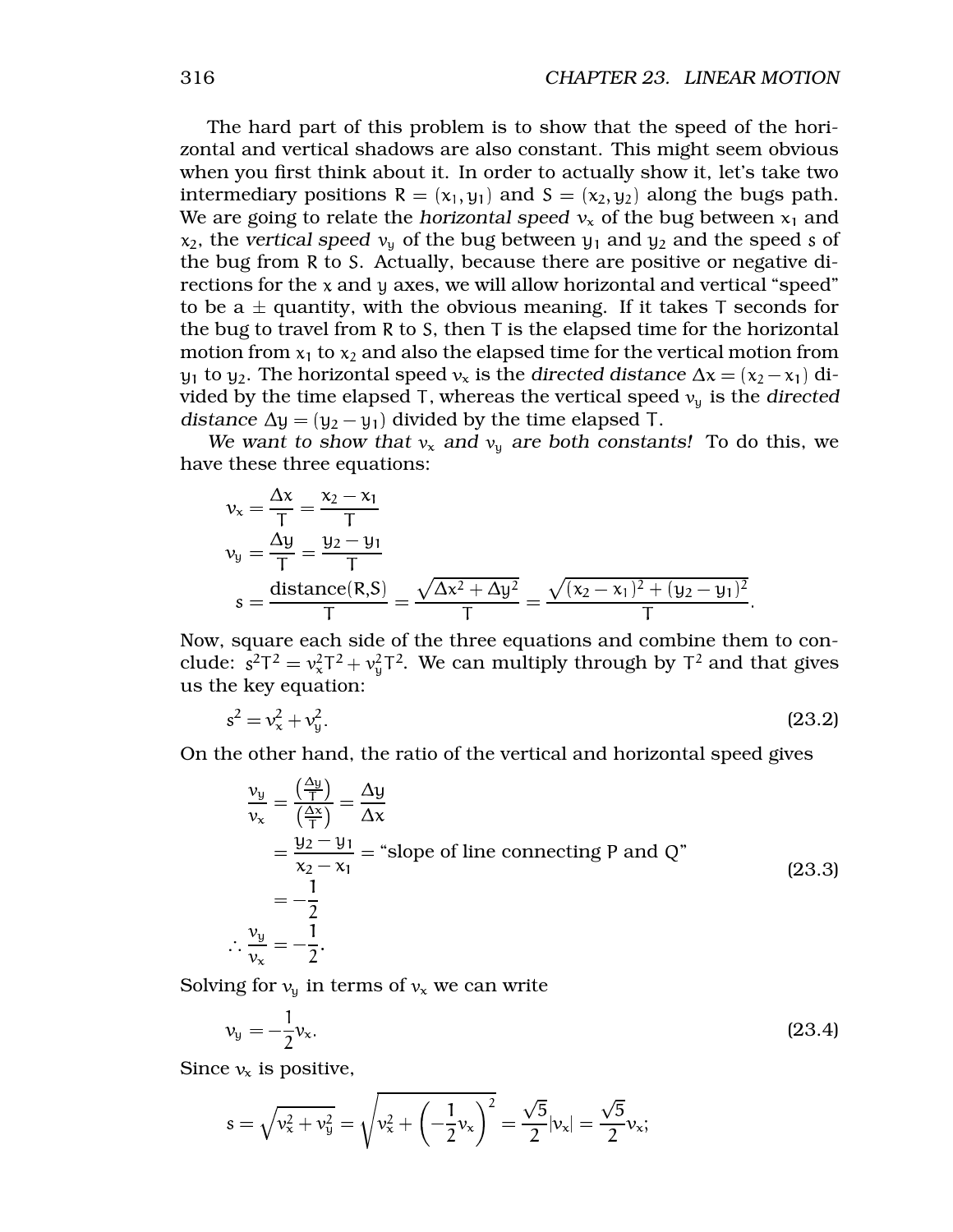The hard part of this problem is to show that the speed of the horizontal and vertical shadows are also constant. This might seem obvious when you first think about it. In order to actually show it, let's take two intermediary positions $R = (x_1, y_1)$ and $S = (x_2, y_2)$ along the bugs path. We are going to relate the *horizontal speed* $v_x$ of the bug between $x_1$ and $x_2$, the *vertical speed* $v_y$ of the bug between $y_1$ and $y_2$ and the speed $s$ of the bug from $R$ to $S$. Actually, because there are positive or negative directions for the $x$ and $y$ axes, we will allow horizontal and vertical "speed" to be a $\pm$ quantity, with the obvious meaning. If it takes $T$ seconds for the bug to travel from $R$ to $S$, then $T$ is the elapsed time for the horizontal motion from $x_1$ to $x_2$ and also the elapsed time for the vertical motion from $y_1$ to $y_2$. The horizontal speed $v_x$ is the *directed distance* $\Delta x = (x_2 - x_1)$ divided by the time elapsed $T$, whereas the vertical speed $v_y$ is the *directed distance* $\Delta y = (y_2 - y_1)$ divided by the time elapsed $T$.

*We want to show that $v_x$ and $v_y$ are both constants!* To do this, we have these three equations:

$$
\begin{aligned}
v_x &= \frac{\Delta x}{T} = \frac{x_2 - x_1}{T} \\
v_y &= \frac{\Delta y}{T} = \frac{y_2 - y_1}{T} \\
s &= \frac{\text{distance(R,S)}}{T} = \frac{\sqrt{\Delta x^2 + \Delta y^2}}{T} = \frac{\sqrt{(x_2 - x_1)^2 + (y_2 - y_1)^2}}{T}.
\end{aligned}
$$

Now, square each side of the three equations and combine them to conclude: $s^2T^2 = v_x^2T^2 + v_y^2T^2$. We can multiply through by $T^2$ and that gives us the key equation:

$$
s^2 = v_x^2 + v_y^2. \tag{23.2}
$$

On the other hand, the ratio of the vertical and horizontal speed gives

$$
\begin{aligned}
\frac{v_y}{v_x} &= \frac{\left(\frac{\Delta y}{T}\right)}{\left(\frac{\Delta x}{T}\right)} = \frac{\Delta y}{\Delta x} \\
&= \frac{y_2 - y_1}{x_2 - x_1} = \text{"slope of line connecting P and Q"} \\
&= -\frac{1}{2} \\
\therefore \frac{v_y}{v_x} &= -\frac{1}{2}.
\end{aligned} \tag{23.3}
$$

Solving for $v_y$ in terms of $v_x$ we can write

$$
v_y = -\frac{1}{2}v_x. \tag{23.4}
$$

Since $v_x$ is positive,

$$
s = \sqrt{v_x^2 + v_y^2} = \sqrt{v_x^2 + \left(-\frac{1}{2}v_x\right)^2} = \frac{\sqrt{5}}{2}|v_x| = \frac{\sqrt{5}}{2}v_x;
$$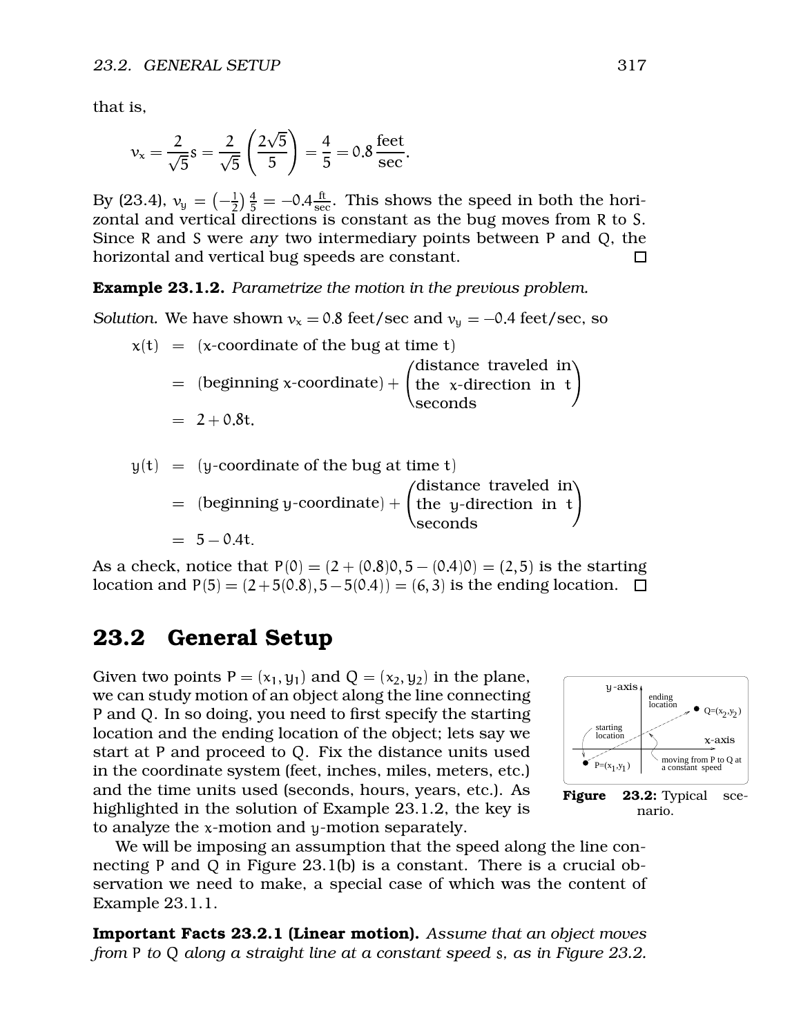that is,

$$v_x = \frac{2}{\sqrt{5}} s = \frac{2}{\sqrt{5}} \left( \frac{2\sqrt{5}}{5} \right) = \frac{4}{5} = 0.8 \, \frac{\text{feet}}{\text{sec}}.$$

By (23.4), $v_y = \left(-\frac{1}{2}\right)\frac{4}{5} = -0.4 \frac{\text{ft}}{\text{sec}}$. This shows the speed in both the horizontal and vertical directions is constant as the bug moves from R to S. Since R and S were *any* two intermediary points between P and Q, the horizontal and vertical bug speeds are constant. □

**Example 23.1.2.** *Parametrize the motion in the previous problem.*

*Solution.* We have shown $v_x = 0.8$ feet/sec and $v_y = -0.4$ feet/sec, so

$$\begin{aligned} x(t) &= (x\text{-coordinate of the bug at time } t) \\ &= (\text{beginning } x\text{-coordinate}) + \begin{pmatrix} \text{distance traveled in} \\ \text{the } x\text{-direction in } t \\ \text{seconds} \end{pmatrix} \\ &= 2 + 0.8t. \end{aligned}$$

$$\begin{aligned} y(t) &= (y\text{-coordinate of the bug at time } t) \\ &= (\text{beginning } y\text{-coordinate}) + \begin{pmatrix} \text{distance traveled in} \\ \text{the } y\text{-direction in } t \\ \text{seconds} \end{pmatrix} \\ &= 5 - 0.4t. \end{aligned}$$

As a check, notice that $P(0) = (2 + (0.8)0, 5 - (0.4)0) = (2, 5)$ is the starting location and $P(5) = (2+5(0.8), 5-5(0.4)) = (6, 3)$ is the ending location. □

## 23.2 General Setup

Given two points $P = (x_1, y_1)$ and $Q = (x_2, y_2)$ in the plane, we can study motion of an object along the line connecting P and Q. In so doing, you need to first specify the starting location and the ending location of the object; lets say we start at P and proceed to Q. Fix the distance units used in the coordinate system (feet, inches, miles, meters, etc.) and the time units used (seconds, hours, years, etc.). As highlighted in the solution of Example 23.1.2, the key is to analyze the $x$-motion and $y$-motion separately.

**Figure 23.2:** Typical scenario.

We will be imposing an assumption that the speed along the line connecting P and Q in Figure 23.1(b) is a constant. There is a crucial observation we need to make, a special case of which was the content of Example 23.1.1.

**Important Facts 23.2.1 (Linear motion).** *Assume that an object moves from P to Q along a straight line at a constant speed s, as in Figure 23.2.*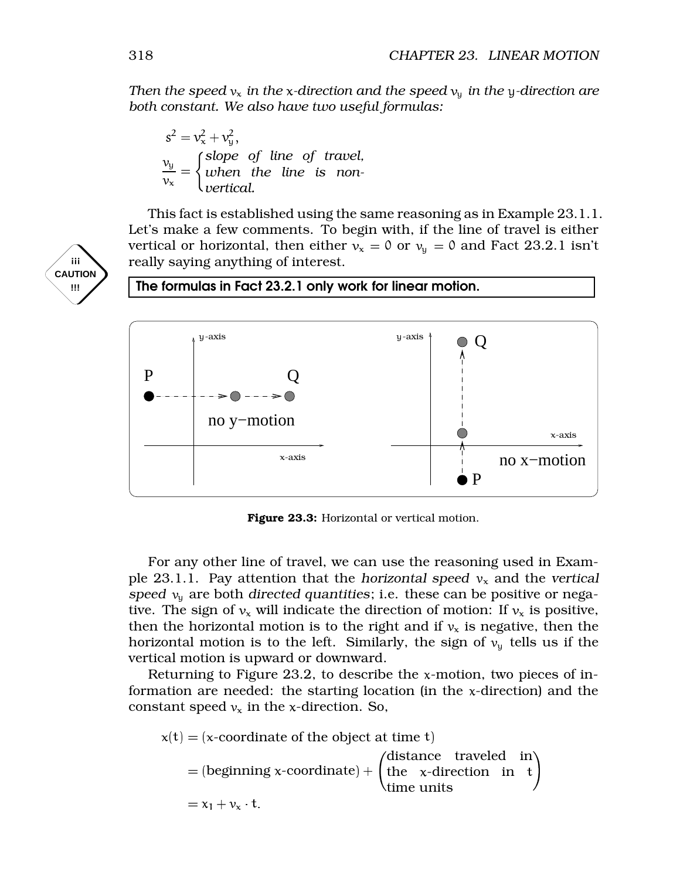*Then the speed $v_x$ in the x-direction and the speed $v_y$ in the y-direction are both constant. We also have two useful formulas:*

$$s^2 = v_x^2 + v_y^2,$$

$$\frac{v_y}{v_x} = \begin{cases} \text{slope of line of travel,} \\ \text{when the line is non-} \\ \text{vertical.} \end{cases}$$

This fact is established using the same reasoning as in Example 23.1.1. Let's make a few comments. To begin with, if the line of travel is either vertical or horizontal, then either $v_x = 0$ or $v_y = 0$ and Fact 23.2.1 isn't really saying anything of interest.

iii CAUTION !!!

**The formulas in Fact 23.2.1 only work for linear motion.**

**Figure 23.3:** Horizontal or vertical motion.

For any other line of travel, we can use the reasoning used in Example 23.1.1. Pay attention that the *horizontal speed* $v_x$ and the *vertical speed* $v_y$ are both *directed quantities*; i.e. these can be positive or negative. The sign of $v_x$ will indicate the direction of motion: If $v_x$ is positive, then the horizontal motion is to the right and if $v_x$ is negative, then the horizontal motion is to the left. Similarly, the sign of $v_y$ tells us if the vertical motion is upward or downward.

Returning to Figure 23.2, to describe the x-motion, two pieces of information are needed: the starting location (in the x-direction) and the constant speed $v_x$ in the x-direction. So,

$$\begin{aligned} x(t) &= (\text{x-coordinate of the object at time t}) \\ &= (\text{beginning x-coordinate}) + \begin{pmatrix} \text{distance traveled in} \\ \text{the x-direction in t} \\ \text{time units} \end{pmatrix} \\ &= x_1 + v_x \cdot t. \end{aligned}$$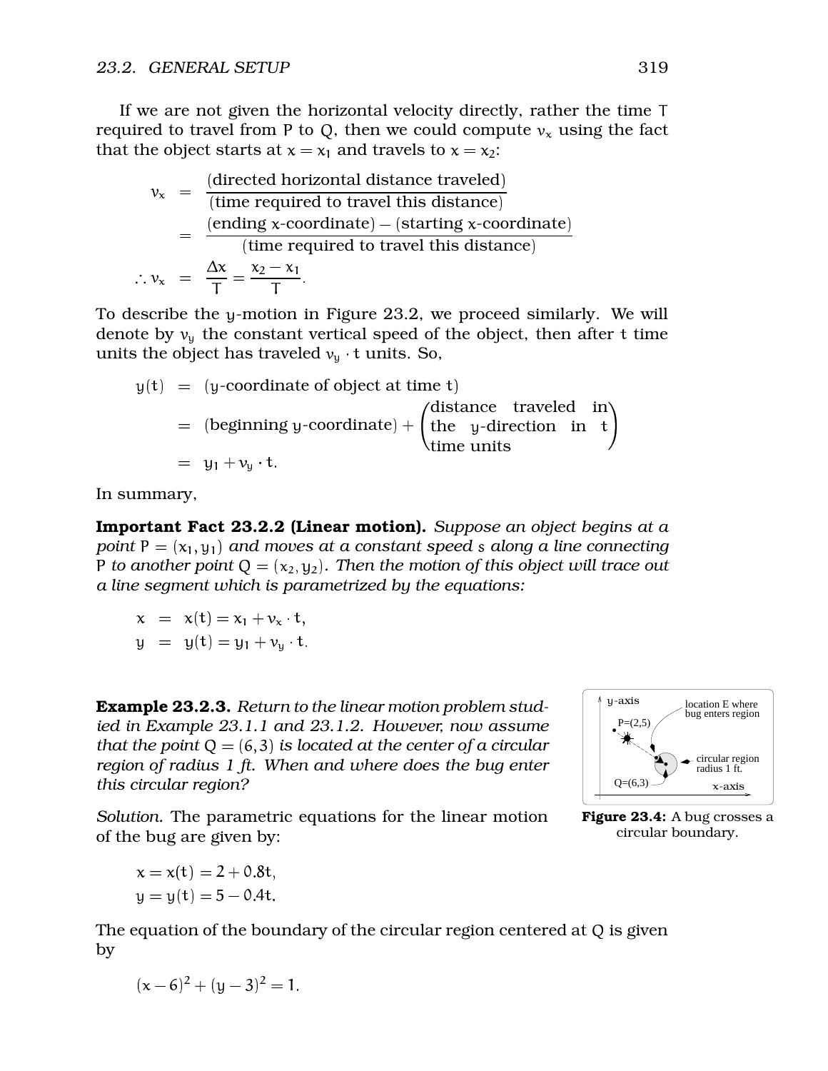If we are not given the horizontal velocity directly, rather the time T required to travel from P to Q, then we could compute $v_x$ using the fact that the object starts at $x = x_1$ and travels to $x = x_2$:

$$\begin{aligned}
v_x &= \frac{\text{(directed horizontal distance traveled)}}{\text{(time required to travel this distance)}} \\
&= \frac{\text{(ending } x\text{-coordinate)} - \text{(starting } x\text{-coordinate)}}{\text{(time required to travel this distance)}} \\
\therefore v_x &= \frac{\Delta x}{T} = \frac{x_2 - x_1}{T}.
\end{aligned}$$

To describe the $y$-motion in Figure 23.2, we proceed similarly. We will denote by $v_y$ the constant vertical speed of the object, then after $t$ time units the object has traveled $v_y \cdot t$ units. So,

$$\begin{aligned}
y(t) &= (y\text{-coordinate of object at time } t) \\
&= (\text{beginning } y\text{-coordinate}) + \begin{pmatrix}\text{distance traveled in} \\ \text{the } y\text{-direction in } t \\ \text{time units}\end{pmatrix} \\
&= y_1 + v_y \cdot t.
\end{aligned}$$

In summary,

**Important Fact 23.2.2 (Linear motion).** *Suppose an object begins at a point $P = (x_1, y_1)$ and moves at a constant speed $s$ along a line connecting $P$ to another point $Q = (x_2, y_2)$. Then the motion of this object will trace out a line segment which is parametrized by the equations:*

$$\begin{aligned}
x &= x(t) = x_1 + v_x \cdot t, \\
y &= y(t) = y_1 + v_y \cdot t.
\end{aligned}$$

**Example 23.2.3.** *Return to the linear motion problem studied in Example 23.1.1 and 23.1.2. However, now assume that the point $Q = (6, 3)$ is located at the center of a circular region of radius 1 ft. When and where does the bug enter this circular region?*

**Figure 23.4:** A bug crosses a circular boundary.

*Solution.* The parametric equations for the linear motion of the bug are given by:

$$\begin{aligned}
x &= x(t) = 2 + 0.8t, \\
y &= y(t) = 5 - 0.4t.
\end{aligned}$$

The equation of the boundary of the circular region centered at Q is given by

$$(x - 6)^2 + (y - 3)^2 = 1.$$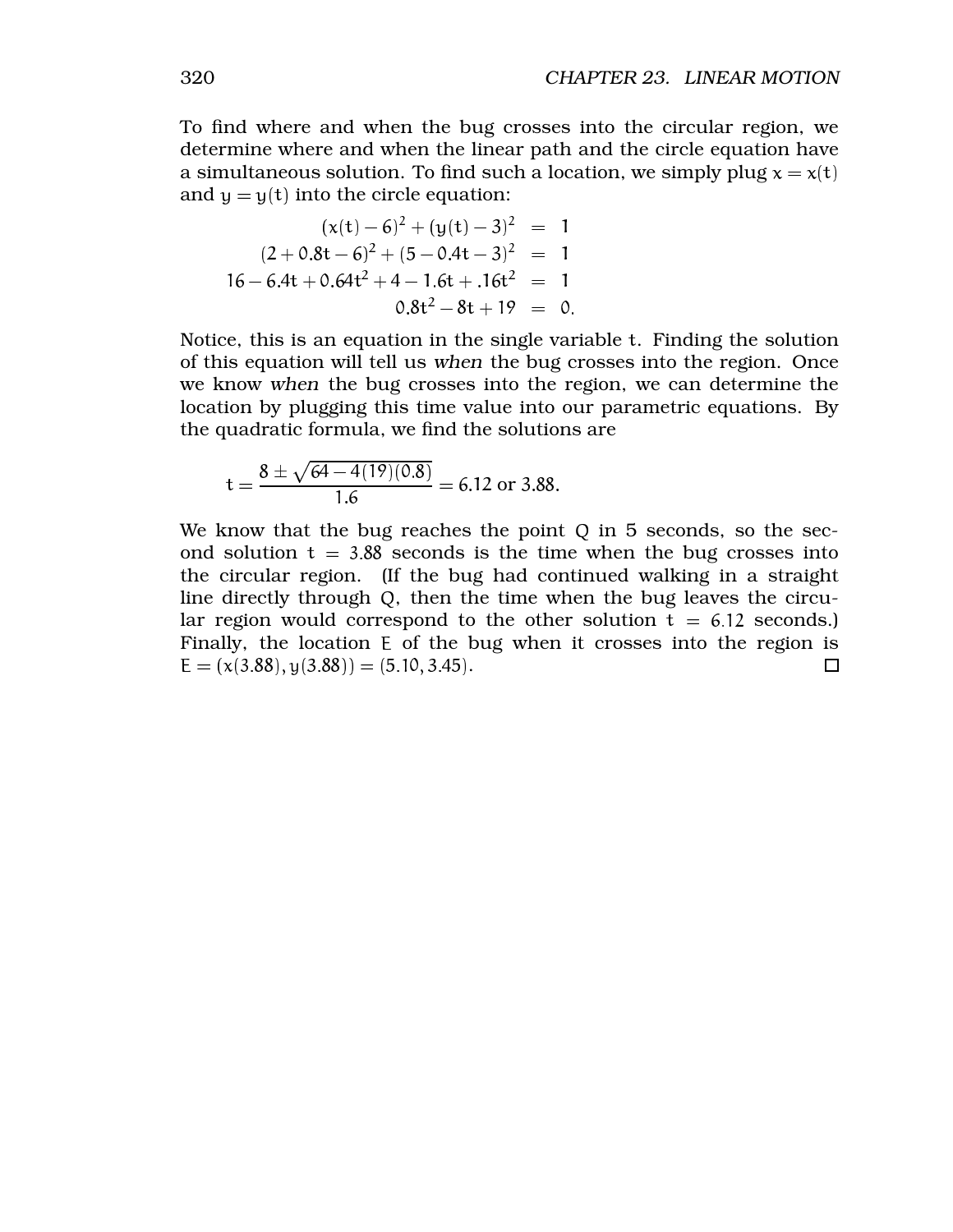To find where and when the bug crosses into the circular region, we determine where and when the linear path and the circle equation have a simultaneous solution. To find such a location, we simply plug $x = x(t)$ and $y = y(t)$ into the circle equation:

$$
\begin{aligned}
(x(t) - 6)^2 + (y(t) - 3)^2 &= 1 \\
(2 + 0.8t - 6)^2 + (5 - 0.4t - 3)^2 &= 1 \\
16 - 6.4t + 0.64t^2 + 4 - 1.6t + .16t^2 &= 1 \\
0.8t^2 - 8t + 19 &= 0.
\end{aligned}
$$

Notice, this is an equation in the single variable $t$. Finding the solution of this equation will tell us *when* the bug crosses into the region. Once we know *when* the bug crosses into the region, we can determine the location by plugging this time value into our parametric equations. By the quadratic formula, we find the solutions are

$$
t = \frac{8 \pm \sqrt{64 - 4(19)(0.8)}}{1.6} = 6.12 \text{ or } 3.88.
$$

We know that the bug reaches the point $Q$ in 5 seconds, so the second solution $t = 3.88$ seconds is the time when the bug crosses into the circular region. (If the bug had continued walking in a straight line directly through $Q$, then the time when the bug leaves the circular region would correspond to the other solution $t = 6.12$ seconds.) Finally, the location $E$ of the bug when it crosses into the region is $E = (x(3.88), y(3.88)) = (5.10, 3.45)$. □